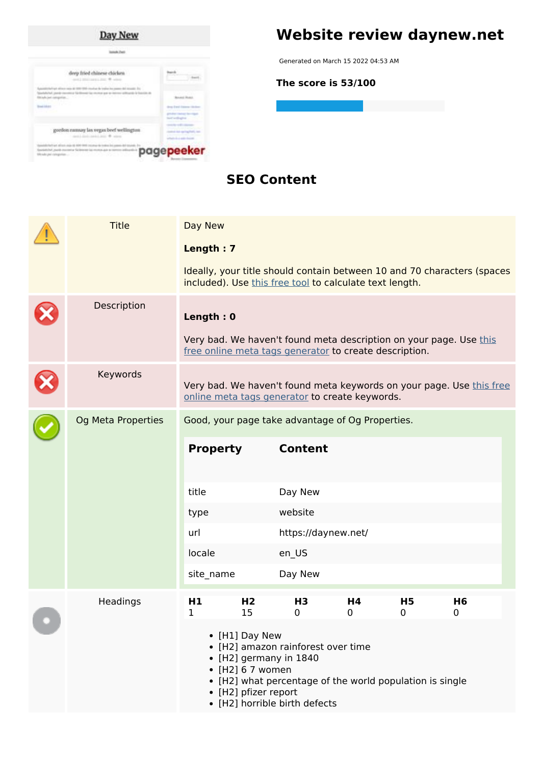# Website review daynew.net

Generated on March 15 2022 04:53 AM

**The score is 53/100**

## SEO Content

| | | |
|---|---|---|
| | Title | Day New<br><br>**Length : 7**<br><br>Ideally, your title should contain between 10 and 70 characters (spaces included). Use this free tool to calculate text length. |
| | Description | **Length : 0**<br><br>Very bad. We haven't found meta description on your page. Use this free online meta tags generator to create description. |
| | Keywords | Very bad. We haven't found meta keywords on your page. Use this free online meta tags generator to create keywords. |
| | Og Meta Properties | Good, your page take advantage of Og Properties. |

| Property | Content |
|---|---|
| title | Day New |
| type | website |
| url | https://daynew.net/ |
| locale | en_US |
| site_name | Day New |

Headings

| H1 | H2 | H3 | H4 | H5 | H6 |
|---|---|---|---|---|---|
| 1 | 15 | 0 | 0 | 0 | 0 |

- [H1] Day New
- [H2] amazon rainforest over time
- [H2] germany in 1840
- [H2] 6 7 women
- [H2] what percentage of the world population is single
- [H2] pfizer report
- [H2] horrible birth defects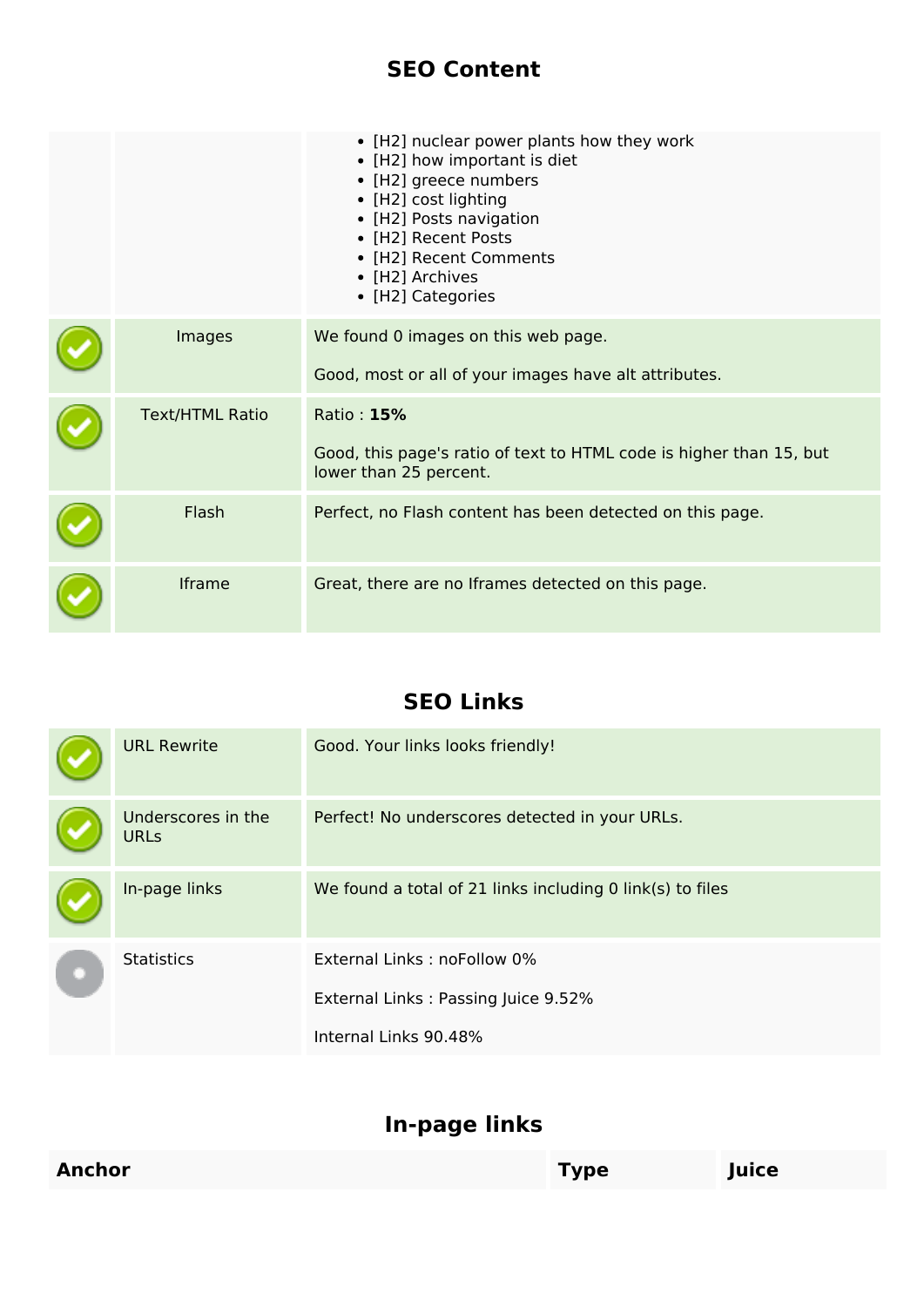## SEO Content

| | | |
|---|---|---|
| | | • [H2] nuclear power plants how they work<br>• [H2] how important is diet<br>• [H2] greece numbers<br>• [H2] cost lighting<br>• [H2] Posts navigation<br>• [H2] Recent Posts<br>• [H2] Recent Comments<br>• [H2] Archives<br>• [H2] Categories |
| | Images | We found 0 images on this web page.<br><br>Good, most or all of your images have alt attributes. |
| | Text/HTML Ratio | Ratio : **15%**<br><br>Good, this page's ratio of text to HTML code is higher than 15, but lower than 25 percent. |
| | Flash | Perfect, no Flash content has been detected on this page. |
| | Iframe | Great, there are no Iframes detected on this page. |

## SEO Links

| | | |
|---|---|---|
| | URL Rewrite | Good. Your links looks friendly! |
| | Underscores in the URLs | Perfect! No underscores detected in your URLs. |
| | In-page links | We found a total of 21 links including 0 link(s) to files |
| | Statistics | External Links : noFollow 0%<br><br>External Links : Passing Juice 9.52%<br><br>Internal Links 90.48% |

## In-page links

| Anchor | Type | Juice |
|---|---|---|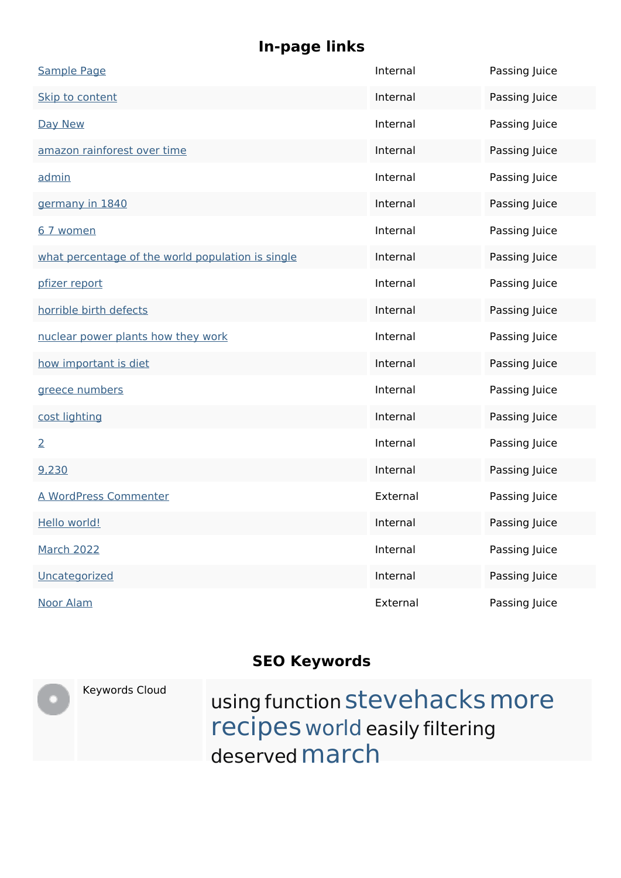## In-page links

| | | |
|---|---|---|
| Sample Page | Internal | Passing Juice |
| Skip to content | Internal | Passing Juice |
| Day New | Internal | Passing Juice |
| amazon rainforest over time | Internal | Passing Juice |
| admin | Internal | Passing Juice |
| germany in 1840 | Internal | Passing Juice |
| 6 7 women | Internal | Passing Juice |
| what percentage of the world population is single | Internal | Passing Juice |
| pfizer report | Internal | Passing Juice |
| horrible birth defects | Internal | Passing Juice |
| nuclear power plants how they work | Internal | Passing Juice |
| how important is diet | Internal | Passing Juice |
| greece numbers | Internal | Passing Juice |
| cost lighting | Internal | Passing Juice |
| 2 | Internal | Passing Juice |
| 9,230 | Internal | Passing Juice |
| A WordPress Commenter | External | Passing Juice |
| Hello world! | Internal | Passing Juice |
| March 2022 | Internal | Passing Juice |
| Uncategorized | Internal | Passing Juice |
| Noor Alam | External | Passing Juice |

## SEO Keywords

| | | |
|---|---|---|
| | Keywords Cloud | using function stevehacks more recipes world easily filtering deserved march |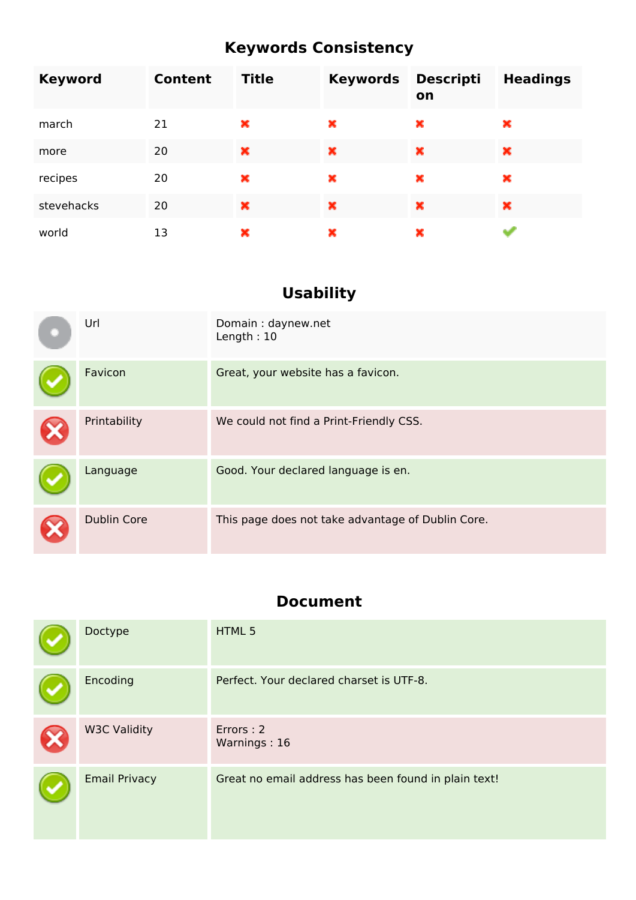## Keywords Consistency

| Keyword | Content | Title | Keywords | Description | Headings |
|---|---|---|---|---|---|
| march | 21 | ✖ | ✖ | ✖ | ✖ |
| more | 20 | ✖ | ✖ | ✖ | ✖ |
| recipes | 20 | ✖ | ✖ | ✖ | ✖ |
| stevehacks | 20 | ✖ | ✖ | ✖ | ✖ |
| world | 13 | ✖ | ✖ | ✖ | ✔ |

## Usability

| | | |
|---|---|---|
| ● | Url | Domain : daynew.net<br>Length : 10 |
| ✔ | Favicon | Great, your website has a favicon. |
| ✖ | Printability | We could not find a Print-Friendly CSS. |
| ✔ | Language | Good. Your declared language is en. |
| ✖ | Dublin Core | This page does not take advantage of Dublin Core. |

## Document

| | | |
|---|---|---|
| ✔ | Doctype | HTML 5 |
| ✔ | Encoding | Perfect. Your declared charset is UTF-8. |
| ✖ | W3C Validity | Errors : 2<br>Warnings : 16 |
| ✔ | Email Privacy | Great no email address has been found in plain text! |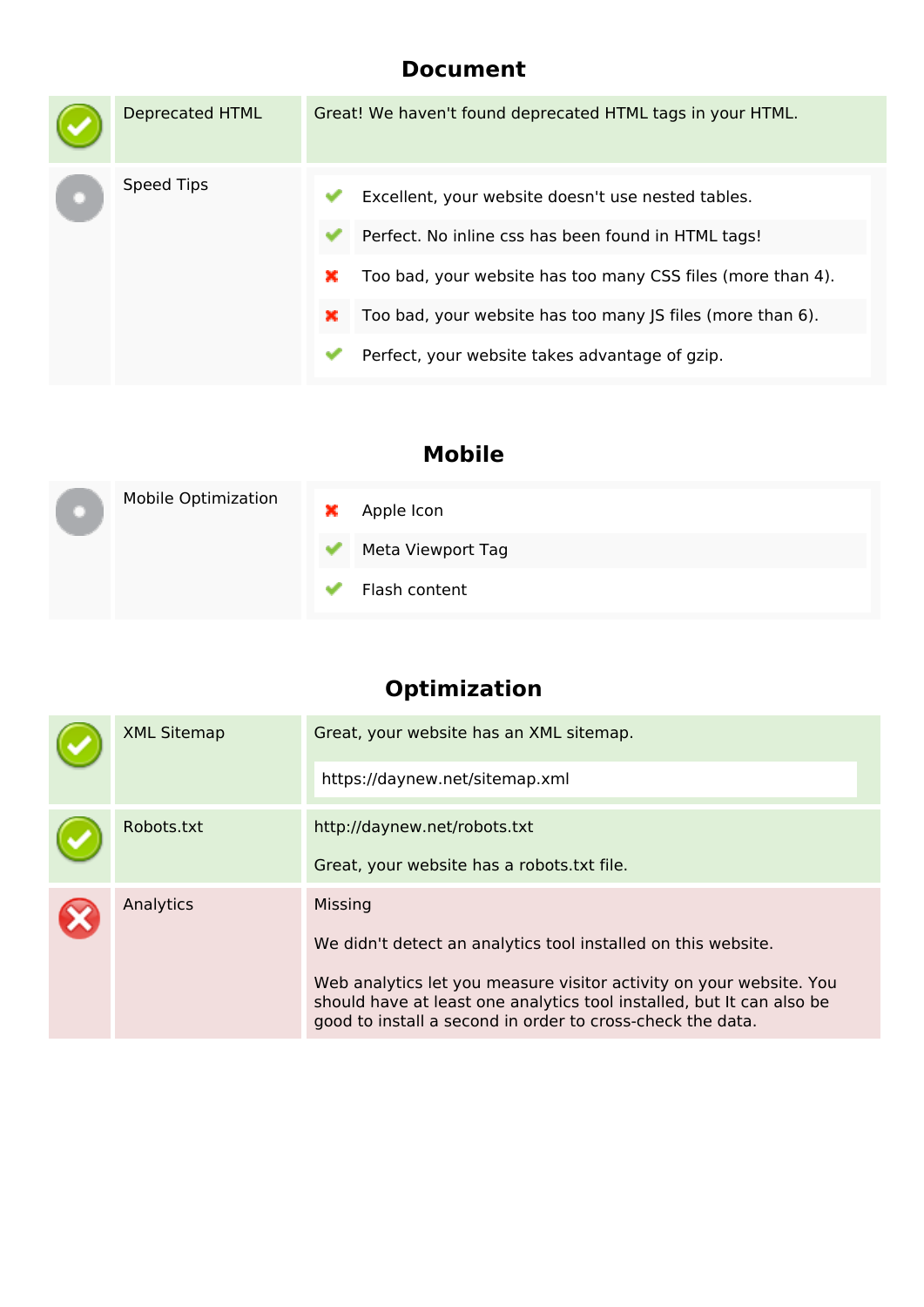## Document

| | | |
|---|---|---|
| ✔ | Deprecated HTML | Great! We haven't found deprecated HTML tags in your HTML. |
| | Speed Tips | ✔ Excellent, your website doesn't use nested tables.<br>✔ Perfect. No inline css has been found in HTML tags!<br>✖ Too bad, your website has too many CSS files (more than 4).<br>✖ Too bad, your website has too many JS files (more than 6).<br>✔ Perfect, your website takes advantage of gzip. |

## Mobile

| | | |
|---|---|---|
| | Mobile Optimization | ✖ Apple Icon<br>✔ Meta Viewport Tag<br>✔ Flash content |

## Optimization

| | | |
|---|---|---|
| ✔ | XML Sitemap | Great, your website has an XML sitemap.<br><br>https://daynew.net/sitemap.xml |
| ✔ | Robots.txt | http://daynew.net/robots.txt<br><br>Great, your website has a robots.txt file. |
| ✖ | Analytics | Missing<br><br>We didn't detect an analytics tool installed on this website.<br><br>Web analytics let you measure visitor activity on your website. You should have at least one analytics tool installed, but It can also be good to install a second in order to cross-check the data. |